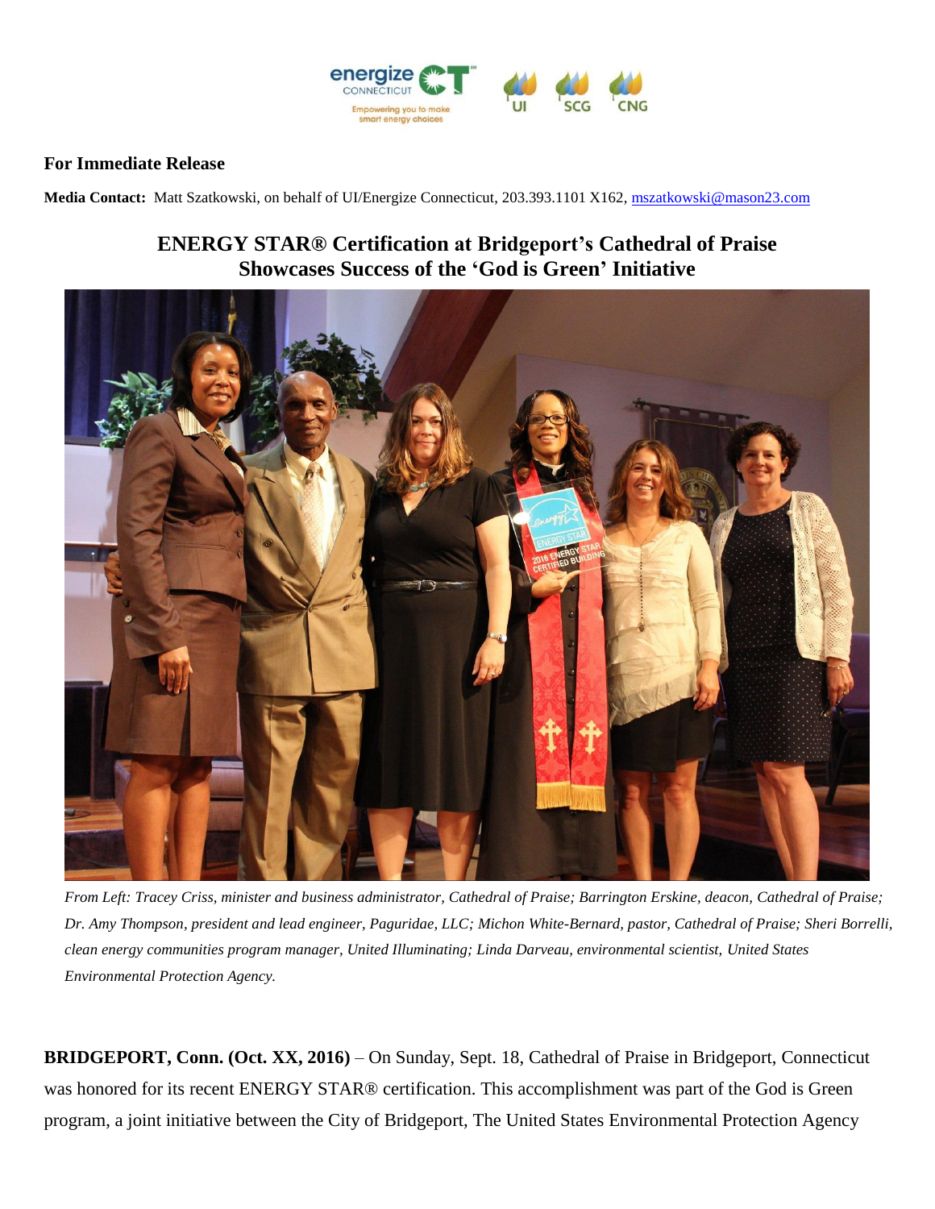**For Immediate Release**

**Media Contact:** Matt Szatkowski, on behalf of UI/Energize Connecticut, 203.393.1101 X162, mszatkowski@mason23.com

## ENERGY STAR® Certification at Bridgeport's Cathedral of Praise Showcases Success of the 'God is Green' Initiative

*From Left: Tracey Criss, minister and business administrator, Cathedral of Praise; Barrington Erskine, deacon, Cathedral of Praise; Dr. Amy Thompson, president and lead engineer, Paguridae, LLC; Michon White-Bernard, pastor, Cathedral of Praise; Sheri Borrelli, clean energy communities program manager, United Illuminating; Linda Darveau, environmental scientist, United States Environmental Protection Agency.*

**BRIDGEPORT, Conn. (Oct. XX, 2016)** – On Sunday, Sept. 18, Cathedral of Praise in Bridgeport, Connecticut was honored for its recent ENERGY STAR® certification. This accomplishment was part of the God is Green program, a joint initiative between the City of Bridgeport, The United States Environmental Protection Agency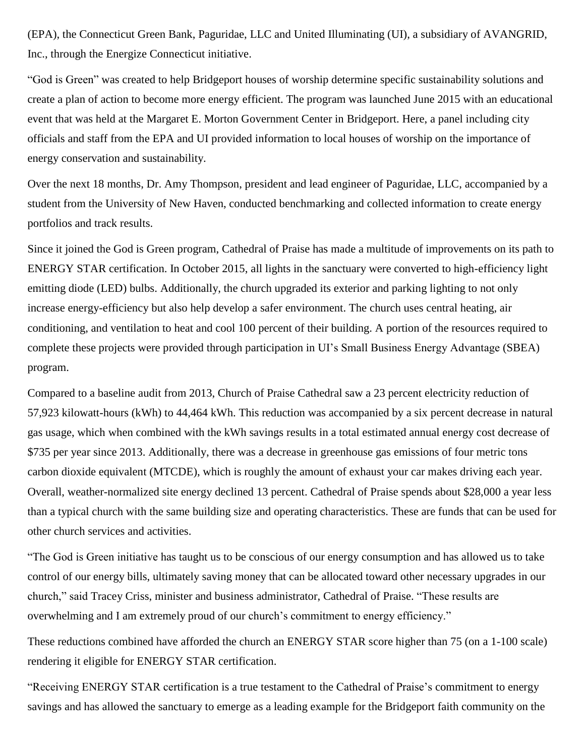(EPA), the Connecticut Green Bank, Paguridae, LLC and United Illuminating (UI), a subsidiary of AVANGRID, Inc., through the Energize Connecticut initiative.

"God is Green" was created to help Bridgeport houses of worship determine specific sustainability solutions and create a plan of action to become more energy efficient. The program was launched June 2015 with an educational event that was held at the Margaret E. Morton Government Center in Bridgeport. Here, a panel including city officials and staff from the EPA and UI provided information to local houses of worship on the importance of energy conservation and sustainability.

Over the next 18 months, Dr. Amy Thompson, president and lead engineer of Paguridae, LLC, accompanied by a student from the University of New Haven, conducted benchmarking and collected information to create energy portfolios and track results.

Since it joined the God is Green program, Cathedral of Praise has made a multitude of improvements on its path to ENERGY STAR certification. In October 2015, all lights in the sanctuary were converted to high-efficiency light emitting diode (LED) bulbs. Additionally, the church upgraded its exterior and parking lighting to not only increase energy-efficiency but also help develop a safer environment. The church uses central heating, air conditioning, and ventilation to heat and cool 100 percent of their building. A portion of the resources required to complete these projects were provided through participation in UI's Small Business Energy Advantage (SBEA) program.

Compared to a baseline audit from 2013, Church of Praise Cathedral saw a 23 percent electricity reduction of 57,923 kilowatt-hours (kWh) to 44,464 kWh. This reduction was accompanied by a six percent decrease in natural gas usage, which when combined with the kWh savings results in a total estimated annual energy cost decrease of $735 per year since 2013. Additionally, there was a decrease in greenhouse gas emissions of four metric tons carbon dioxide equivalent (MTCDE), which is roughly the amount of exhaust your car makes driving each year. Overall, weather-normalized site energy declined 13 percent. Cathedral of Praise spends about $28,000 a year less than a typical church with the same building size and operating characteristics. These are funds that can be used for other church services and activities.

"The God is Green initiative has taught us to be conscious of our energy consumption and has allowed us to take control of our energy bills, ultimately saving money that can be allocated toward other necessary upgrades in our church," said Tracey Criss, minister and business administrator, Cathedral of Praise. "These results are overwhelming and I am extremely proud of our church's commitment to energy efficiency."

These reductions combined have afforded the church an ENERGY STAR score higher than 75 (on a 1-100 scale) rendering it eligible for ENERGY STAR certification.

"Receiving ENERGY STAR certification is a true testament to the Cathedral of Praise's commitment to energy savings and has allowed the sanctuary to emerge as a leading example for the Bridgeport faith community on the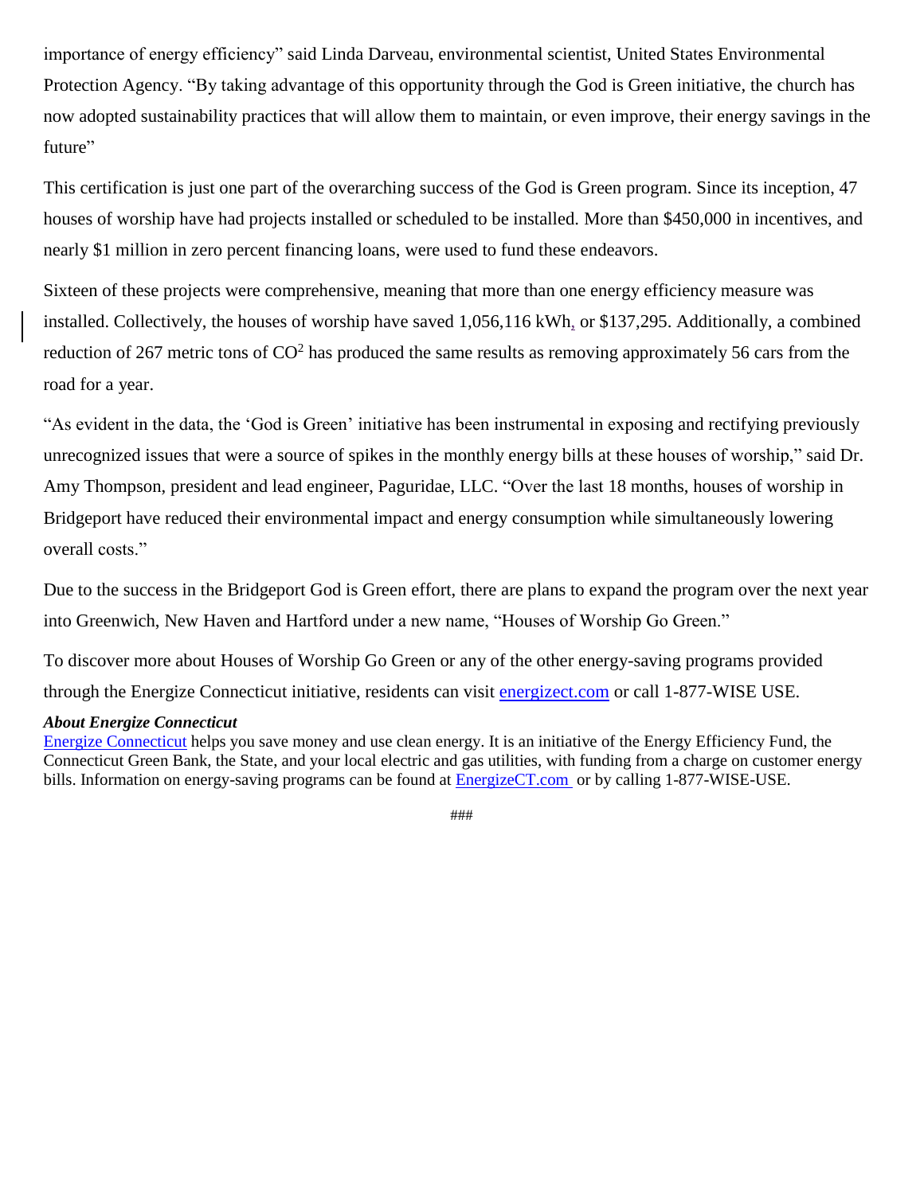importance of energy efficiency" said Linda Darveau, environmental scientist, United States Environmental Protection Agency. "By taking advantage of this opportunity through the God is Green initiative, the church has now adopted sustainability practices that will allow them to maintain, or even improve, their energy savings in the future"

This certification is just one part of the overarching success of the God is Green program. Since its inception, 47 houses of worship have had projects installed or scheduled to be installed. More than $450,000 in incentives, and nearly $1 million in zero percent financing loans, were used to fund these endeavors.

Sixteen of these projects were comprehensive, meaning that more than one energy efficiency measure was installed. Collectively, the houses of worship have saved 1,056,116 kWh, or $137,295. Additionally, a combined reduction of 267 metric tons of $CO^2$ has produced the same results as removing approximately 56 cars from the road for a year.

"As evident in the data, the 'God is Green' initiative has been instrumental in exposing and rectifying previously unrecognized issues that were a source of spikes in the monthly energy bills at these houses of worship," said Dr. Amy Thompson, president and lead engineer, Paguridae, LLC. "Over the last 18 months, houses of worship in Bridgeport have reduced their environmental impact and energy consumption while simultaneously lowering overall costs."

Due to the success in the Bridgeport God is Green effort, there are plans to expand the program over the next year into Greenwich, New Haven and Hartford under a new name, "Houses of Worship Go Green."

To discover more about Houses of Worship Go Green or any of the other energy-saving programs provided through the Energize Connecticut initiative, residents can visit energizect.com or call 1-877-WISE USE.

***About Energize Connecticut***

Energize Connecticut helps you save money and use clean energy. It is an initiative of the Energy Efficiency Fund, the Connecticut Green Bank, the State, and your local electric and gas utilities, with funding from a charge on customer energy bills. Information on energy-saving programs can be found at EnergizeCT.com or by calling 1-877-WISE-USE.

###